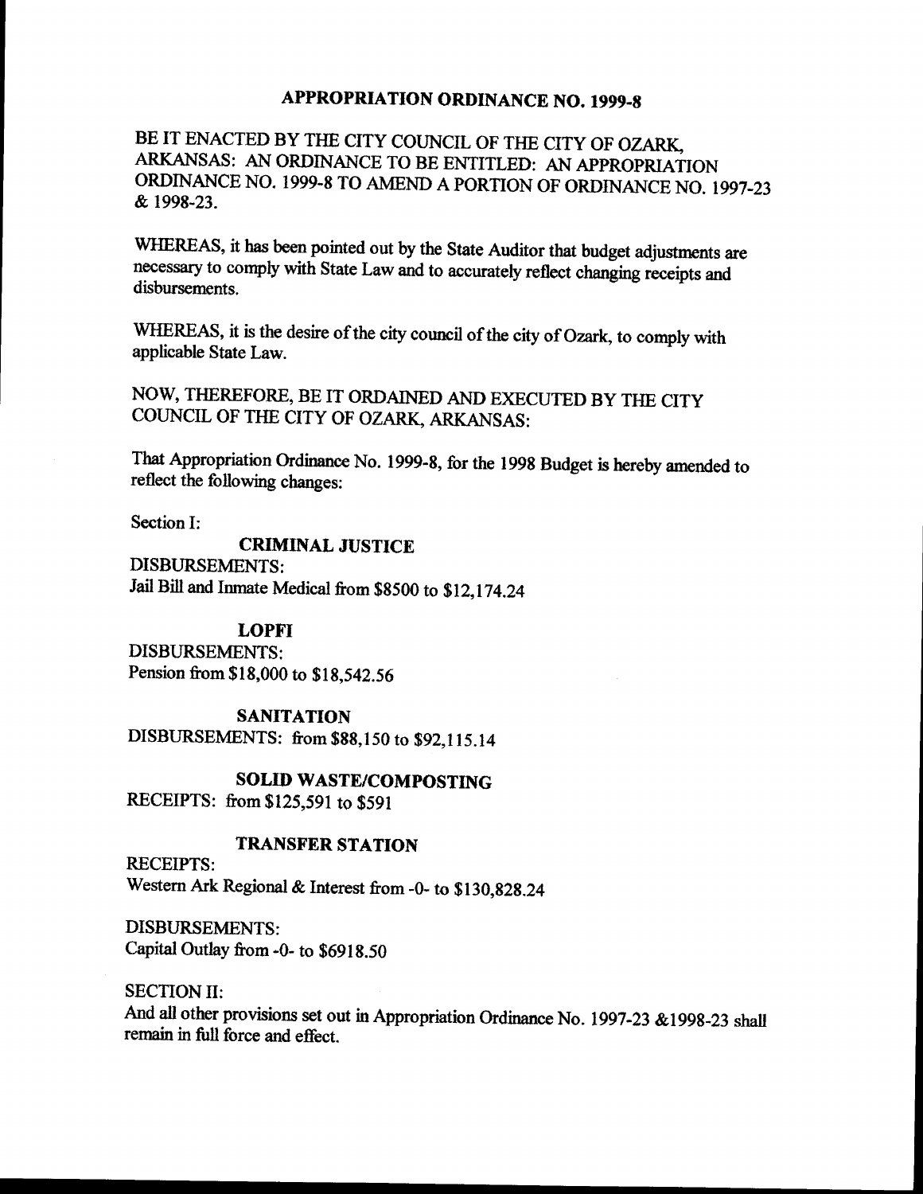# APPROPRIATION ORDINANCE NO. 1999-8

BE IT ENACTED BY THE CITY COUNCIL OF THE CITY OF OZARK, ARKANSAS: AN ORDINANCE TO BE ENTITLED: AN APPROPRIATION ORDINANCE NO. 1999-8 TO AMEND A PORTION OF ORDINANCE NO. 1997-23 & 1998-23.

WHEREAS, it has been pointed out by the State Auditor that budget adjustments are necessary to comply with State Law and to accurately reflect changing receipts and disbursements.

WHEREAS, it is the desire of the city council of the city of Ozark, to comply with applicable State Law.

NOW, THEREFORE, BE IT ORDAINED AND EXECUTED BY THE CITY COUNCIL OF THE CITY OF OZARK, ARKANSAS:

That Appropriation Ordinance No. 1999-8, for the 1998 Budget is hereby amended to reflect the following changes:

Section I:

**CRIMINAL JUSTICE**

DISBURSEMENTS:
Jail Bill and Inmate Medical from $8500 to $12,174.24

**LOPFI**

DISBURSEMENTS:
Pension from $18,000 to $18,542.56

**SANITATION**

DISBURSEMENTS: from $88,150 to $92,115.14

**SOLID WASTE/COMPOSTING**

RECEIPTS: from $125,591 to $591

**TRANSFER STATION**

RECEIPTS:
Western Ark Regional & Interest from -0- to $130,828.24

DISBURSEMENTS:
Capital Outlay from -0- to $6918.50

SECTION II:
And all other provisions set out in Appropriation Ordinance No. 1997-23 &1998-23 shall remain in full force and effect.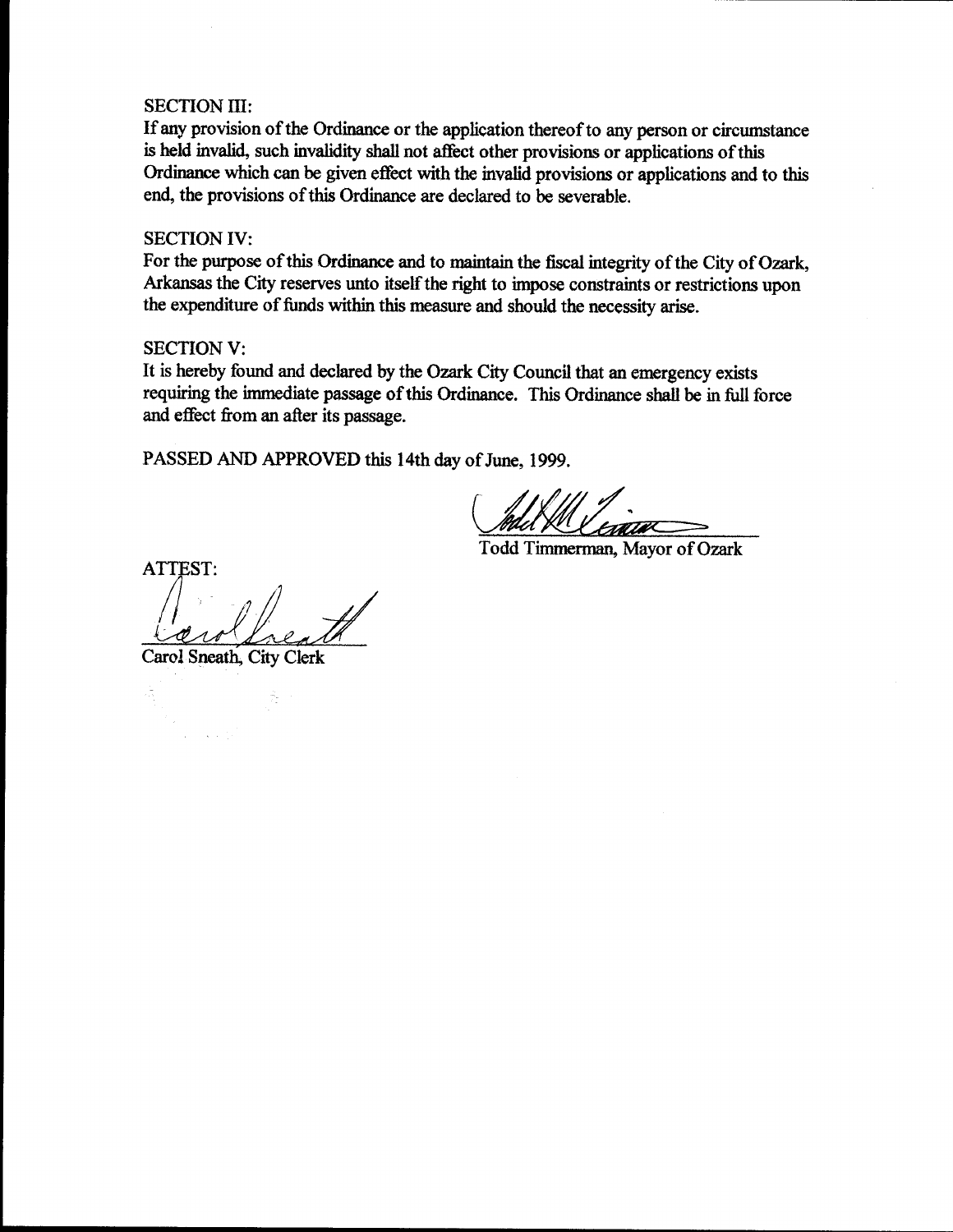SECTION III:

If any provision of the Ordinance or the application thereof to any person or circumstance is held invalid, such invalidity shall not affect other provisions or applications of this Ordinance which can be given effect with the invalid provisions or applications and to this end, the provisions of this Ordinance are declared to be severable.

SECTION IV:

For the purpose of this Ordinance and to maintain the fiscal integrity of the City of Ozark, Arkansas the City reserves unto itself the right to impose constraints or restrictions upon the expenditure of funds within this measure and should the necessity arise.

SECTION V:

It is hereby found and declared by the Ozark City Council that an emergency exists requiring the immediate passage of this Ordinance. This Ordinance shall be in full force and effect from an after its passage.

PASSED AND APPROVED this 14th day of June, 1999.

Todd Timmerman, Mayor of Ozark

ATTEST:

Carol Sneath, City Clerk